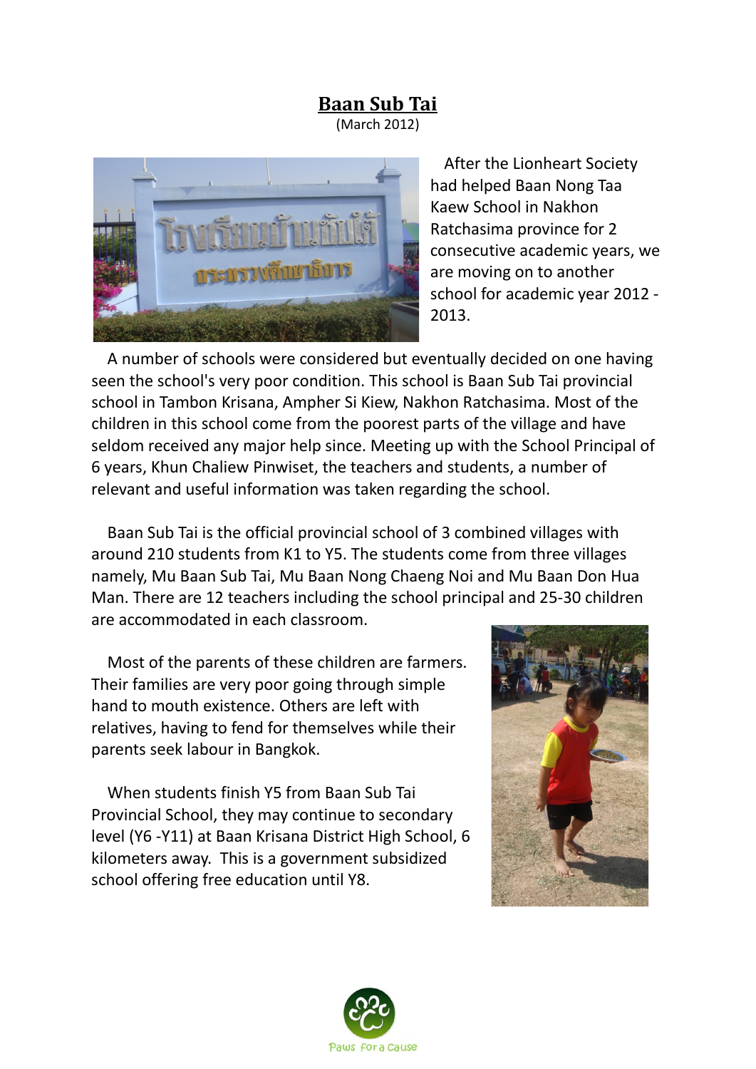# Baan Sub Tai

(March 2012)

After the Lionheart Society had helped Baan Nong Taa Kaew School in Nakhon Ratchasima province for 2 consecutive academic years, we are moving on to another school for academic year 2012 - 2013.

A number of schools were considered but eventually decided on one having seen the school's very poor condition. This school is Baan Sub Tai provincial school in Tambon Krisana, Ampher Si Kiew, Nakhon Ratchasima. Most of the children in this school come from the poorest parts of the village and have seldom received any major help since. Meeting up with the School Principal of 6 years, Khun Chaliew Pinwiset, the teachers and students, a number of relevant and useful information was taken regarding the school.

Baan Sub Tai is the official provincial school of 3 combined villages with around 210 students from K1 to Y5. The students come from three villages namely, Mu Baan Sub Tai, Mu Baan Nong Chaeng Noi and Mu Baan Don Hua Man. There are 12 teachers including the school principal and 25-30 children are accommodated in each classroom.

Most of the parents of these children are farmers. Their families are very poor going through simple hand to mouth existence. Others are left with relatives, having to fend for themselves while their parents seek labour in Bangkok.

When students finish Y5 from Baan Sub Tai Provincial School, they may continue to secondary level (Y6 -Y11) at Baan Krisana District High School, 6 kilometers away. This is a government subsidized school offering free education until Y8.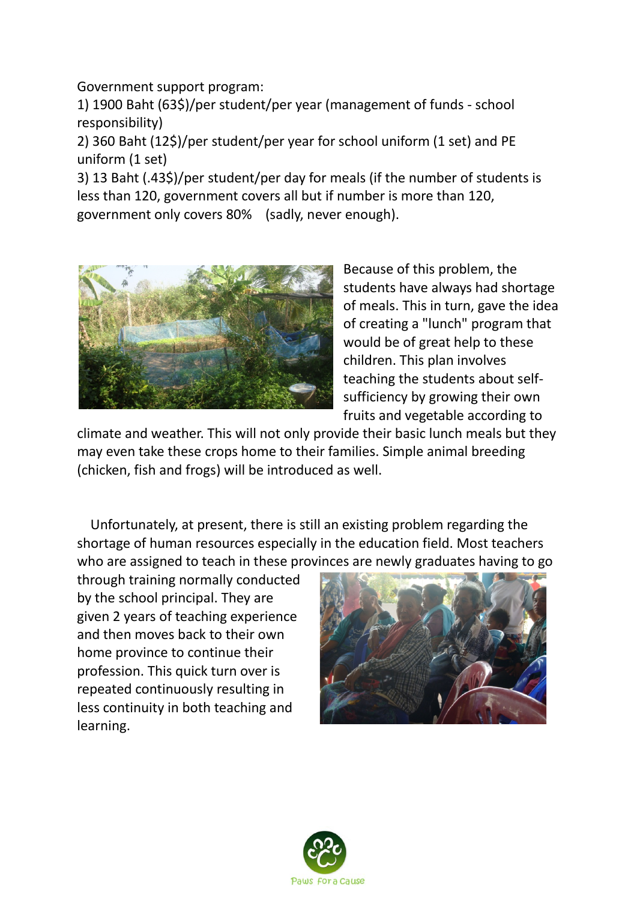Government support program:

1) 1900 Baht (63$)/per student/per year (management of funds - school responsibility)

2) 360 Baht (12$)/per student/per year for school uniform (1 set) and PE uniform (1 set)

3) 13 Baht (.43$)/per student/per day for meals (if the number of students is less than 120, government covers all but if number is more than 120, government only covers 80% (sadly, never enough).

Because of this problem, the students have always had shortage of meals. This in turn, gave the idea of creating a "lunch" program that would be of great help to these children. This plan involves teaching the students about self-sufficiency by growing their own fruits and vegetable according to climate and weather. This will not only provide their basic lunch meals but they may even take these crops home to their families. Simple animal breeding (chicken, fish and frogs) will be introduced as well.

Unfortunately, at present, there is still an existing problem regarding the shortage of human resources especially in the education field. Most teachers who are assigned to teach in these provinces are newly graduates having to go through training normally conducted by the school principal. They are given 2 years of teaching experience and then moves back to their own home province to continue their profession. This quick turn over is repeated continuously resulting in less continuity in both teaching and learning.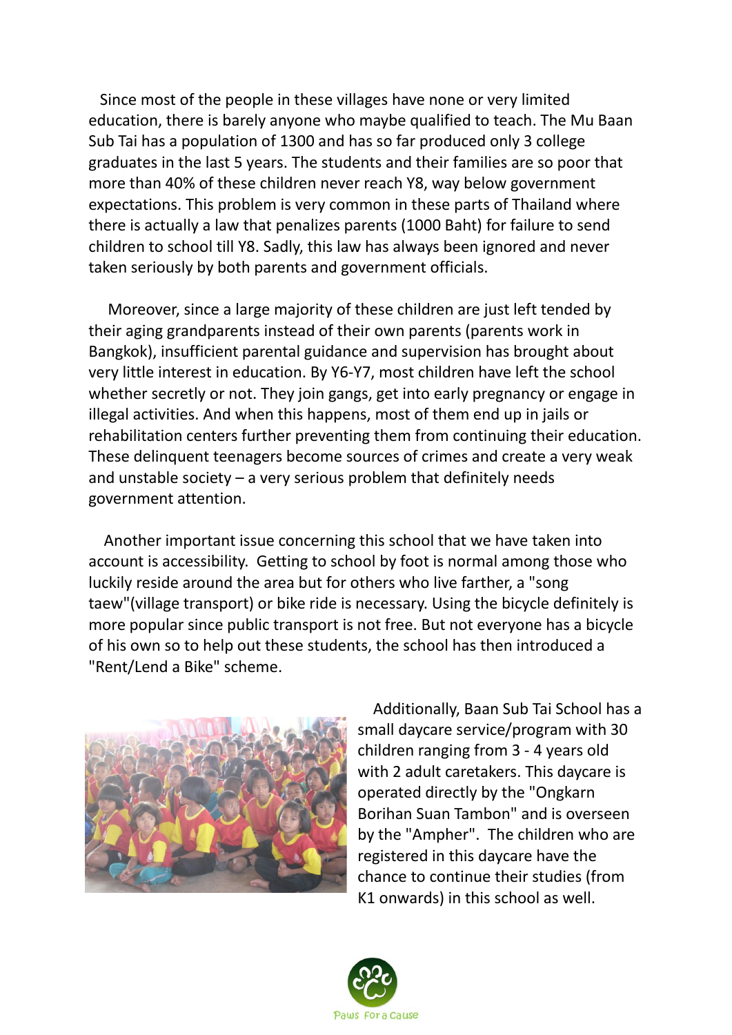Since most of the people in these villages have none or very limited education, there is barely anyone who maybe qualified to teach. The Mu Baan Sub Tai has a population of 1300 and has so far produced only 3 college graduates in the last 5 years. The students and their families are so poor that more than 40% of these children never reach Y8, way below government expectations. This problem is very common in these parts of Thailand where there is actually a law that penalizes parents (1000 Baht) for failure to send children to school till Y8. Sadly, this law has always been ignored and never taken seriously by both parents and government officials.

Moreover, since a large majority of these children are just left tended by their aging grandparents instead of their own parents (parents work in Bangkok), insufficient parental guidance and supervision has brought about very little interest in education. By Y6-Y7, most children have left the school whether secretly or not. They join gangs, get into early pregnancy or engage in illegal activities. And when this happens, most of them end up in jails or rehabilitation centers further preventing them from continuing their education. These delinquent teenagers become sources of crimes and create a very weak and unstable society – a very serious problem that definitely needs government attention.

Another important issue concerning this school that we have taken into account is accessibility. Getting to school by foot is normal among those who luckily reside around the area but for others who live farther, a "song taew"(village transport) or bike ride is necessary. Using the bicycle definitely is more popular since public transport is not free. But not everyone has a bicycle of his own so to help out these students, the school has then introduced a "Rent/Lend a Bike" scheme.

Additionally, Baan Sub Tai School has a small daycare service/program with 30 children ranging from 3 - 4 years old with 2 adult caretakers. This daycare is operated directly by the "Ongkarn Borihan Suan Tambon" and is overseen by the "Ampher". The children who are registered in this daycare have the chance to continue their studies (from K1 onwards) in this school as well.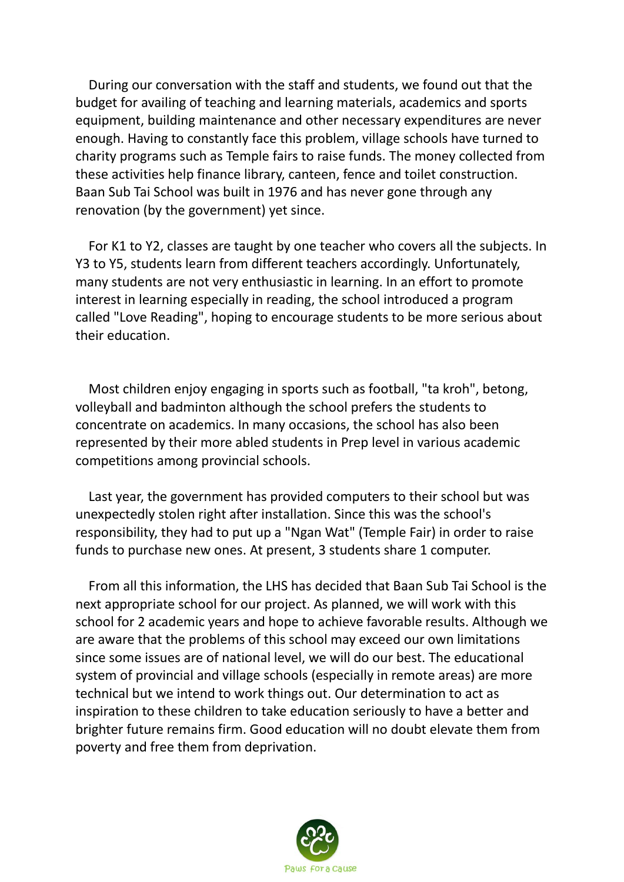During our conversation with the staff and students, we found out that the budget for availing of teaching and learning materials, academics and sports equipment, building maintenance and other necessary expenditures are never enough. Having to constantly face this problem, village schools have turned to charity programs such as Temple fairs to raise funds. The money collected from these activities help finance library, canteen, fence and toilet construction. Baan Sub Tai School was built in 1976 and has never gone through any renovation (by the government) yet since.

For K1 to Y2, classes are taught by one teacher who covers all the subjects. In Y3 to Y5, students learn from different teachers accordingly. Unfortunately, many students are not very enthusiastic in learning. In an effort to promote interest in learning especially in reading, the school introduced a program called "Love Reading", hoping to encourage students to be more serious about their education.

Most children enjoy engaging in sports such as football, "ta kroh", betong, volleyball and badminton although the school prefers the students to concentrate on academics. In many occasions, the school has also been represented by their more abled students in Prep level in various academic competitions among provincial schools.

Last year, the government has provided computers to their school but was unexpectedly stolen right after installation. Since this was the school's responsibility, they had to put up a "Ngan Wat" (Temple Fair) in order to raise funds to purchase new ones. At present, 3 students share 1 computer.

From all this information, the LHS has decided that Baan Sub Tai School is the next appropriate school for our project. As planned, we will work with this school for 2 academic years and hope to achieve favorable results. Although we are aware that the problems of this school may exceed our own limitations since some issues are of national level, we will do our best. The educational system of provincial and village schools (especially in remote areas) are more technical but we intend to work things out. Our determination to act as inspiration to these children to take education seriously to have a better and brighter future remains firm. Good education will no doubt elevate them from poverty and free them from deprivation.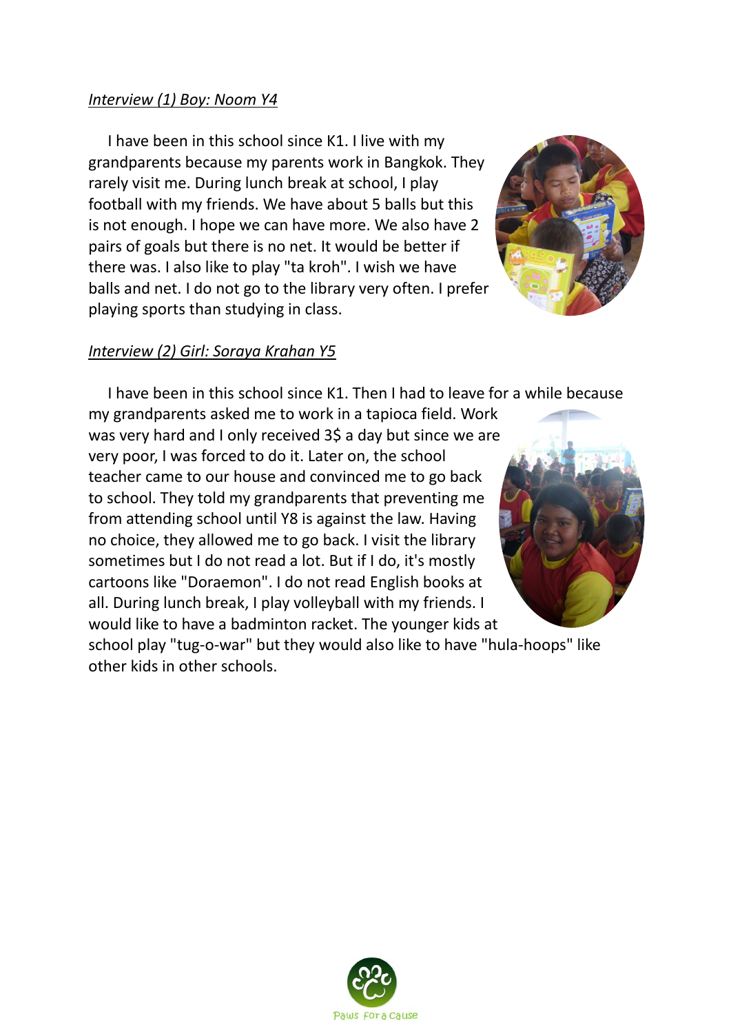*Interview (1) Boy: Noom Y4*

I have been in this school since K1. I live with my grandparents because my parents work in Bangkok. They rarely visit me. During lunch break at school, I play football with my friends. We have about 5 balls but this is not enough. I hope we can have more. We also have 2 pairs of goals but there is no net. It would be better if there was. I also like to play "ta kroh". I wish we have balls and net. I do not go to the library very often. I prefer playing sports than studying in class.

*Interview (2) Girl: Soraya Krahan Y5*

I have been in this school since K1. Then I had to leave for a while because my grandparents asked me to work in a tapioca field. Work was very hard and I only received 3$ a day but since we are very poor, I was forced to do it. Later on, the school teacher came to our house and convinced me to go back to school. They told my grandparents that preventing me from attending school until Y8 is against the law. Having no choice, they allowed me to go back. I visit the library sometimes but I do not read a lot. But if I do, it's mostly cartoons like "Doraemon". I do not read English books at all. During lunch break, I play volleyball with my friends. I would like to have a badminton racket. The younger kids at school play "tug-o-war" but they would also like to have "hula-hoops" like other kids in other schools.